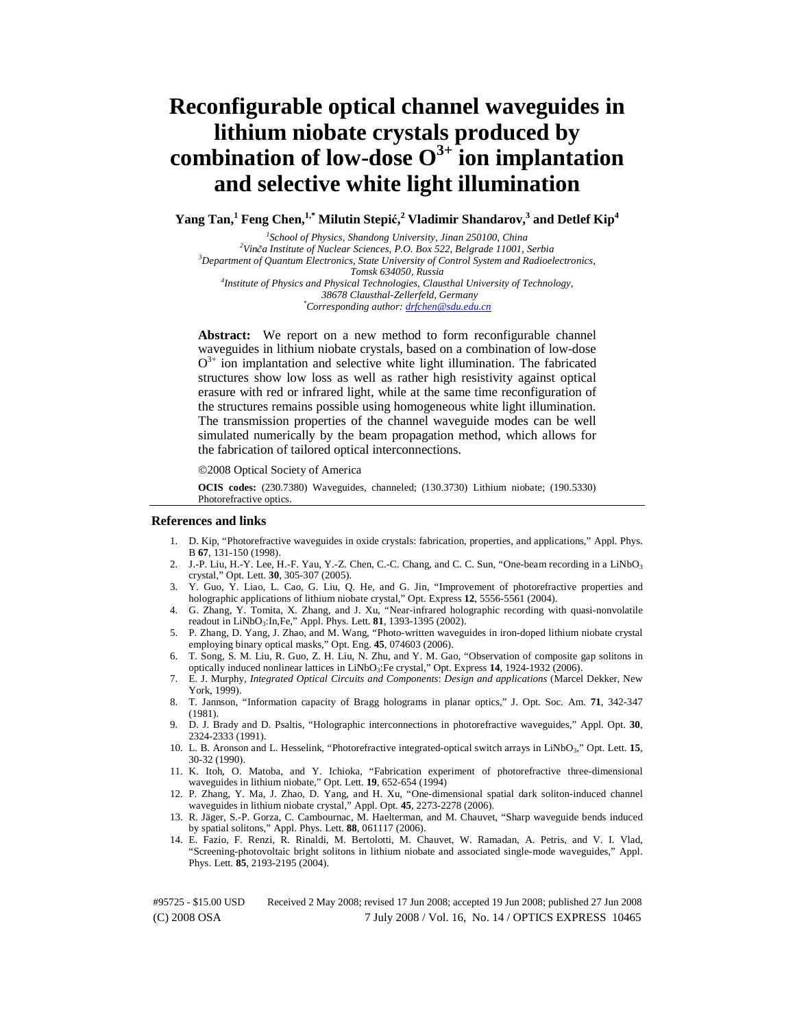# Reconfigurable optical channel waveguides in lithium niobate crystals produced by combination of low-dose $O^{3+}$ ion implantation and selective white light illumination

**Yang Tan,[1] Feng Chen,[1,*] Milutin Stepić,[2] Vladimir Shandarov,[3] and Detlef Kip[4]**

[1] *School of Physics, Shandong University, Jinan 250100, China*
[2] *Vinča Institute of Nuclear Sciences, P.O. Box 522, Belgrade 11001, Serbia*
[3] *Department of Quantum Electronics, State University of Control System and Radioelectronics, Tomsk 634050, Russia*
[4] *Institute of Physics and Physical Technologies, Clausthal University of Technology, 38678 Clausthal-Zellerfeld, Germany*
[*] *Corresponding author: drfchen@sdu.edu.cn*

**Abstract:** We report on a new method to form reconfigurable channel waveguides in lithium niobate crystals, based on a combination of low-dose $O^{3+}$ ion implantation and selective white light illumination. The fabricated structures show low loss as well as rather high resistivity against optical erasure with red or infrared light, while at the same time reconfiguration of the structures remains possible using homogeneous white light illumination. The transmission properties of the channel waveguide modes can be well simulated numerically by the beam propagation method, which allows for the fabrication of tailored optical interconnections.

©2008 Optical Society of America

**OCIS codes:** (230.7380) Waveguides, channeled; (130.3730) Lithium niobate; (190.5330) Photorefractive optics.

## References and links

1. D. Kip, "Photorefractive waveguides in oxide crystals: fabrication, properties, and applications," Appl. Phys. B **67**, 131-150 (1998).
2. J.-P. Liu, H.-Y. Lee, H.-F. Yau, Y.-Z. Chen, C.-C. Chang, and C. C. Sun, "One-beam recording in a $LiNbO_3$ crystal," Opt. Lett. **30**, 305-307 (2005).
3. Y. Guo, Y. Liao, L. Cao, G. Liu, Q. He, and G. Jin, "Improvement of photorefractive properties and holographic applications of lithium niobate crystal," Opt. Express **12**, 5556-5561 (2004).
4. G. Zhang, Y. Tomita, X. Zhang, and J. Xu, "Near-infrared holographic recording with quasi-nonvolatile readout in $LiNbO_3$:In,Fe," Appl. Phys. Lett. **81**, 1393-1395 (2002).
5. P. Zhang, D. Yang, J. Zhao, and M. Wang, "Photo-written waveguides in iron-doped lithium niobate crystal employing binary optical masks," Opt. Eng. **45**, 074603 (2006).
6. T. Song, S. M. Liu, R. Guo, Z. H. Liu, N. Zhu, and Y. M. Gao, "Observation of composite gap solitons in optically induced nonlinear lattices in $LiNbO_3$:Fe crystal," Opt. Express **14**, 1924-1932 (2006).
7. E. J. Murphy, *Integrated Optical Circuits and Components*: *Design and applications* (Marcel Dekker, New York, 1999).
8. T. Jannson, "Information capacity of Bragg holograms in planar optics," J. Opt. Soc. Am. **71**, 342-347 (1981).
9. D. J. Brady and D. Psaltis, "Holographic interconnections in photorefractive waveguides," Appl. Opt. **30**, 2324-2333 (1991).
10. L. B. Aronson and L. Hesselink, "Photorefractive integrated-optical switch arrays in $LiNbO_3$," Opt. Lett. **15**, 30-32 (1990).
11. K. Itoh, O. Matoba, and Y. Ichioka, "Fabrication experiment of photorefractive three-dimensional waveguides in lithium niobate," Opt. Lett. **19**, 652-654 (1994)
12. P. Zhang, Y. Ma, J. Zhao, D. Yang, and H. Xu, "One-dimensional spatial dark soliton-induced channel waveguides in lithium niobate crystal," Appl. Opt. **45**, 2273-2278 (2006).
13. R. Jäger, S.-P. Gorza, C. Cambournac, M. Haelterman, and M. Chauvet, "Sharp waveguide bends induced by spatial solitons," Appl. Phys. Lett. **88**, 061117 (2006).
14. E. Fazio, F. Renzi, R. Rinaldi, M. Bertolotti, M. Chauvet, W. Ramadan, A. Petris, and V. I. Vlad, "Screening-photovoltaic bright solitons in lithium niobate and associated single-mode waveguides," Appl. Phys. Lett. **85**, 2193-2195 (2004).

#95725 - $15.00 USD Received 2 May 2008; revised 17 Jun 2008; accepted 19 Jun 2008; published 27 Jun 2008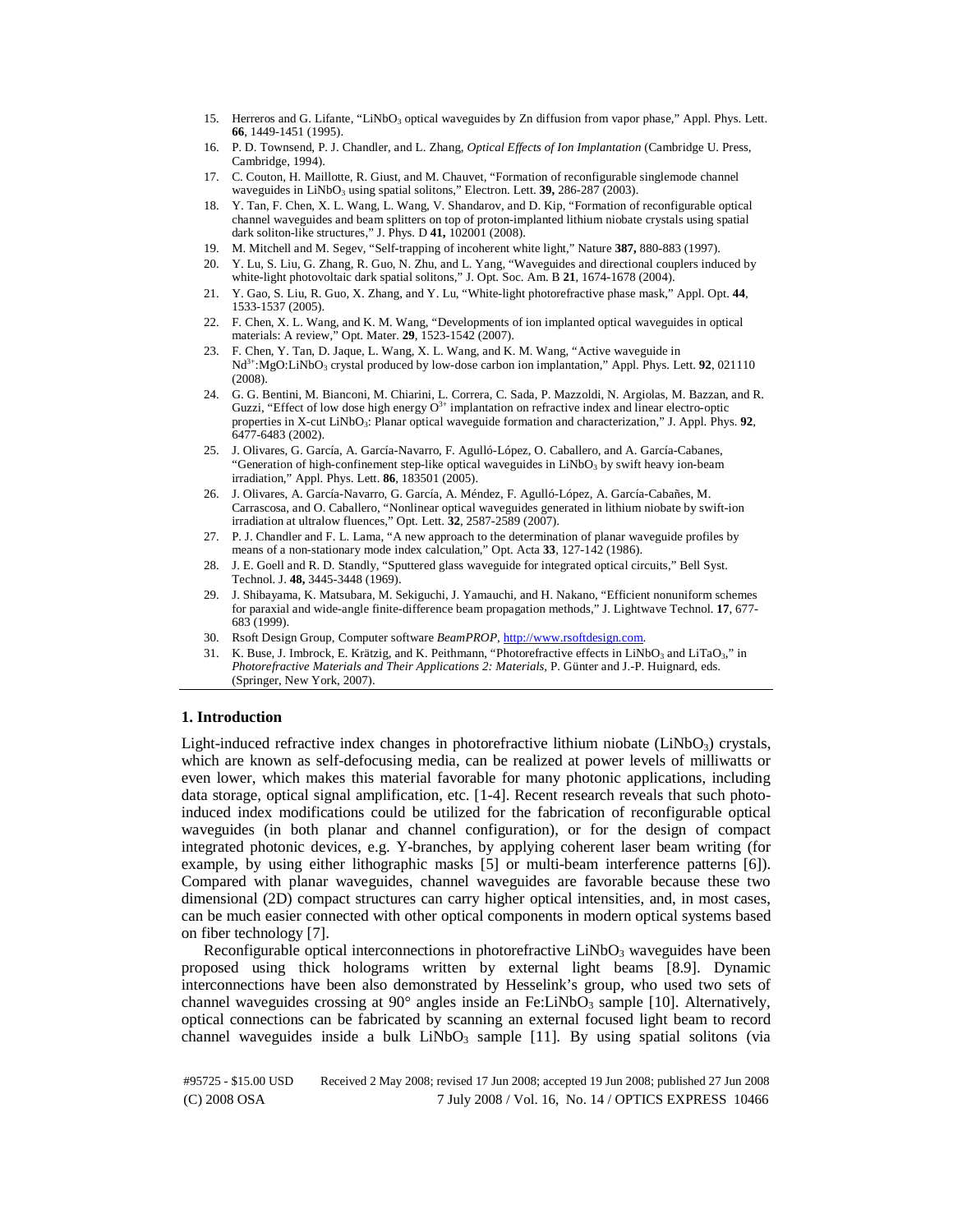15. Herreros and G. Lifante, "$LiNbO_3$ optical waveguides by Zn diffusion from vapor phase," Appl. Phys. Lett. **66**, 1449-1451 (1995).
16. P. D. Townsend, P. J. Chandler, and L. Zhang, *Optical Effects of Ion Implantation* (Cambridge U. Press, Cambridge, 1994).
17. C. Couton, H. Maillotte, R. Giust, and M. Chauvet, "Formation of reconfigurable singlemode channel waveguides in $LiNbO_3$ using spatial solitons," Electron. Lett. **39,** 286-287 (2003).
18. Y. Tan, F. Chen, X. L. Wang, L. Wang, V. Shandarov, and D. Kip, "Formation of reconfigurable optical channel waveguides and beam splitters on top of proton-implanted lithium niobate crystals using spatial dark soliton-like structures," J. Phys. D **41,** 102001 (2008).
19. M. Mitchell and M. Segev, "Self-trapping of incoherent white light," Nature **387,** 880-883 (1997).
20. Y. Lu, S. Liu, G. Zhang, R. Guo, N. Zhu, and L. Yang, "Waveguides and directional couplers induced by white-light photovoltaic dark spatial solitons," J. Opt. Soc. Am. B **21**, 1674-1678 (2004).
21. Y. Gao, S. Liu, R. Guo, X. Zhang, and Y. Lu, "White-light photorefractive phase mask," Appl. Opt. **44**, 1533-1537 (2005).
22. F. Chen, X. L. Wang, and K. M. Wang, "Developments of ion implanted optical waveguides in optical materials: A review," Opt. Mater. **29**, 1523-1542 (2007).
23. F. Chen, Y. Tan, D. Jaque, L. Wang, X. L. Wang, and K. M. Wang, "Active waveguide in $Nd^{3+}$:MgO:$LiNbO_3$ crystal produced by low-dose carbon ion implantation," Appl. Phys. Lett. **92**, 021110 (2008).
24. G. G. Bentini, M. Bianconi, M. Chiarini, L. Correra, C. Sada, P. Mazzoldi, N. Argiolas, M. Bazzan, and R. Guzzi, "Effect of low dose high energy $O^{3+}$ implantation on refractive index and linear electro-optic properties in X-cut $LiNbO_3$: Planar optical waveguide formation and characterization," J. Appl. Phys. **92**, 6477-6483 (2002).
25. J. Olivares, G. García, A. García-Navarro, F. Agulló-López, O. Caballero, and A. García-Cabanes, "Generation of high-confinement step-like optical waveguides in $LiNbO_3$ by swift heavy ion-beam irradiation," Appl. Phys. Lett. **86**, 183501 (2005).
26. J. Olivares, A. García-Navarro, G. García, A. Méndez, F. Agulló-López, A. García-Cabañes, M. Carrascosa, and O. Caballero, "Nonlinear optical waveguides generated in lithium niobate by swift-ion irradiation at ultralow fluences," Opt. Lett. **32**, 2587-2589 (2007).
27. P. J. Chandler and F. L. Lama, "A new approach to the determination of planar waveguide profiles by means of a non-stationary mode index calculation," Opt. Acta **33**, 127-142 (1986).
28. J. E. Goell and R. D. Standly, "Sputtered glass waveguide for integrated optical circuits," Bell Syst. Technol. J. **48,** 3445-3448 (1969).
29. J. Shibayama, K. Matsubara, M. Sekiguchi, J. Yamauchi, and H. Nakano, "Efficient nonuniform schemes for paraxial and wide-angle finite-difference beam propagation methods," J. Lightwave Technol. **17**, 677-683 (1999).
30. Rsoft Design Group, Computer software *BeamPROP*, http://www.rsoftdesign.com.
31. K. Buse, J. Imbrock, E. Krätzig, and K. Peithmann, "Photorefractive effects in $LiNbO_3$ and $LiTaO_3$," in *Photorefractive Materials and Their Applications 2: Materials,* P. Günter and J.-P. Huignard, eds. (Springer, New York, 2007).

## 1. Introduction

Light-induced refractive index changes in photorefractive lithium niobate ($LiNbO_3$) crystals, which are known as self-defocusing media, can be realized at power levels of milliwatts or even lower, which makes this material favorable for many photonic applications, including data storage, optical signal amplification, etc. [1-4]. Recent research reveals that such photo-induced index modifications could be utilized for the fabrication of reconfigurable optical waveguides (in both planar and channel configuration), or for the design of compact integrated photonic devices, e.g. Y-branches, by applying coherent laser beam writing (for example, by using either lithographic masks [5] or multi-beam interference patterns [6]). Compared with planar waveguides, channel waveguides are favorable because these two dimensional (2D) compact structures can carry higher optical intensities, and, in most cases, can be much easier connected with other optical components in modern optical systems based on fiber technology [7].

Reconfigurable optical interconnections in photorefractive $LiNbO_3$ waveguides have been proposed using thick holograms written by external light beams [8.9]. Dynamic interconnections have been also demonstrated by Hesselink's group, who used two sets of channel waveguides crossing at 90° angles inside an Fe:$LiNbO_3$ sample [10]. Alternatively, optical connections can be fabricated by scanning an external focused light beam to record channel waveguides inside a bulk $LiNbO_3$ sample [11]. By using spatial solitons (via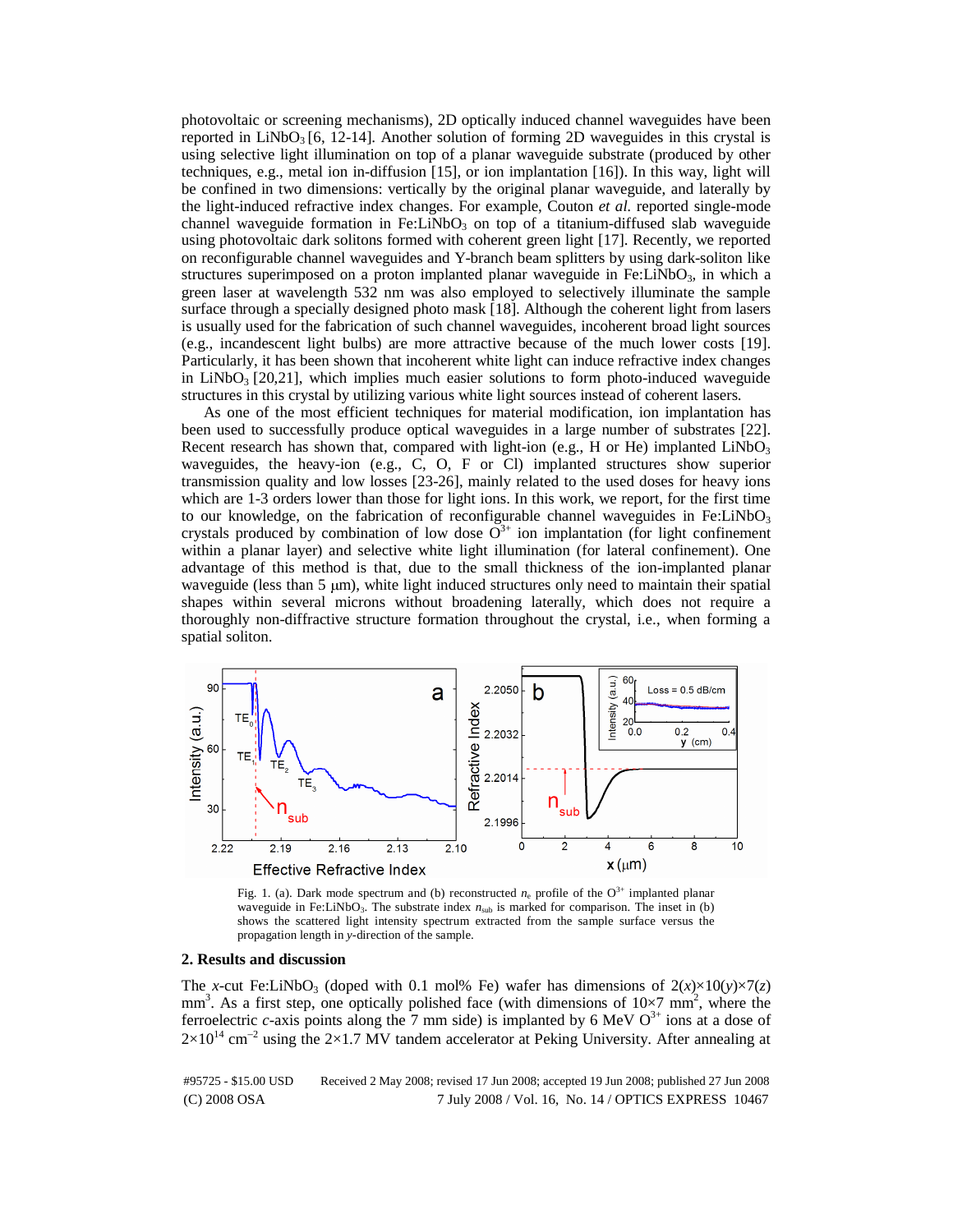photovoltaic or screening mechanisms), 2D optically induced channel waveguides have been reported in $LiNbO_3$ [6, 12-14]. Another solution of forming 2D waveguides in this crystal is using selective light illumination on top of a planar waveguide substrate (produced by other techniques, e.g., metal ion in-diffusion [15], or ion implantation [16]). In this way, light will be confined in two dimensions: vertically by the original planar waveguide, and laterally by the light-induced refractive index changes. For example, Couton *et al.* reported single-mode channel waveguide formation in Fe:$LiNbO_3$ on top of a titanium-diffused slab waveguide using photovoltaic dark solitons formed with coherent green light [17]. Recently, we reported on reconfigurable channel waveguides and Y-branch beam splitters by using dark-soliton like structures superimposed on a proton implanted planar waveguide in Fe:$LiNbO_3$, in which a green laser at wavelength 532 nm was also employed to selectively illuminate the sample surface through a specially designed photo mask [18]. Although the coherent light from lasers is usually used for the fabrication of such channel waveguides, incoherent broad light sources (e.g., incandescent light bulbs) are more attractive because of the much lower costs [19]. Particularly, it has been shown that incoherent white light can induce refractive index changes in $LiNbO_3$ [20,21], which implies much easier solutions to form photo-induced waveguide structures in this crystal by utilizing various white light sources instead of coherent lasers.

As one of the most efficient techniques for material modification, ion implantation has been used to successfully produce optical waveguides in a large number of substrates [22]. Recent research has shown that, compared with light-ion (e.g., H or He) implanted $LiNbO_3$ waveguides, the heavy-ion (e.g., C, O, F or Cl) implanted structures show superior transmission quality and low losses [23-26], mainly related to the used doses for heavy ions which are 1-3 orders lower than those for light ions. In this work, we report, for the first time to our knowledge, on the fabrication of reconfigurable channel waveguides in Fe:$LiNbO_3$ crystals produced by combination of low dose $O^{3+}$ ion implantation (for light confinement within a planar layer) and selective white light illumination (for lateral confinement). One advantage of this method is that, due to the small thickness of the ion-implanted planar waveguide (less than 5 μm), white light induced structures only need to maintain their spatial shapes within several microns without broadening laterally, which does not require a thoroughly non-diffractive structure formation throughout the crystal, i.e., when forming a spatial soliton.

Fig. 1. (a). Dark mode spectrum and (b) reconstructed $n_e$ profile of the $O^{3+}$ implanted planar waveguide in Fe:$LiNbO_3$. The substrate index $n_{sub}$ is marked for comparison. The inset in (b) shows the scattered light intensity spectrum extracted from the sample surface versus the propagation length in *y*-direction of the sample.

## 2. Results and discussion

The *x*-cut Fe:$LiNbO_3$ (doped with 0.1 mol% Fe) wafer has dimensions of $2(x)\times10(y)\times7(z)$ $mm^3$. As a first step, one optically polished face (with dimensions of $10\times7$ $mm^2$, where the ferroelectric *c*-axis points along the 7 mm side) is implanted by 6 MeV $O^{3+}$ ions at a dose of $2\times10^{14}$ $cm^{-2}$ using the $2\times1.7$ MV tandem accelerator at Peking University. After annealing at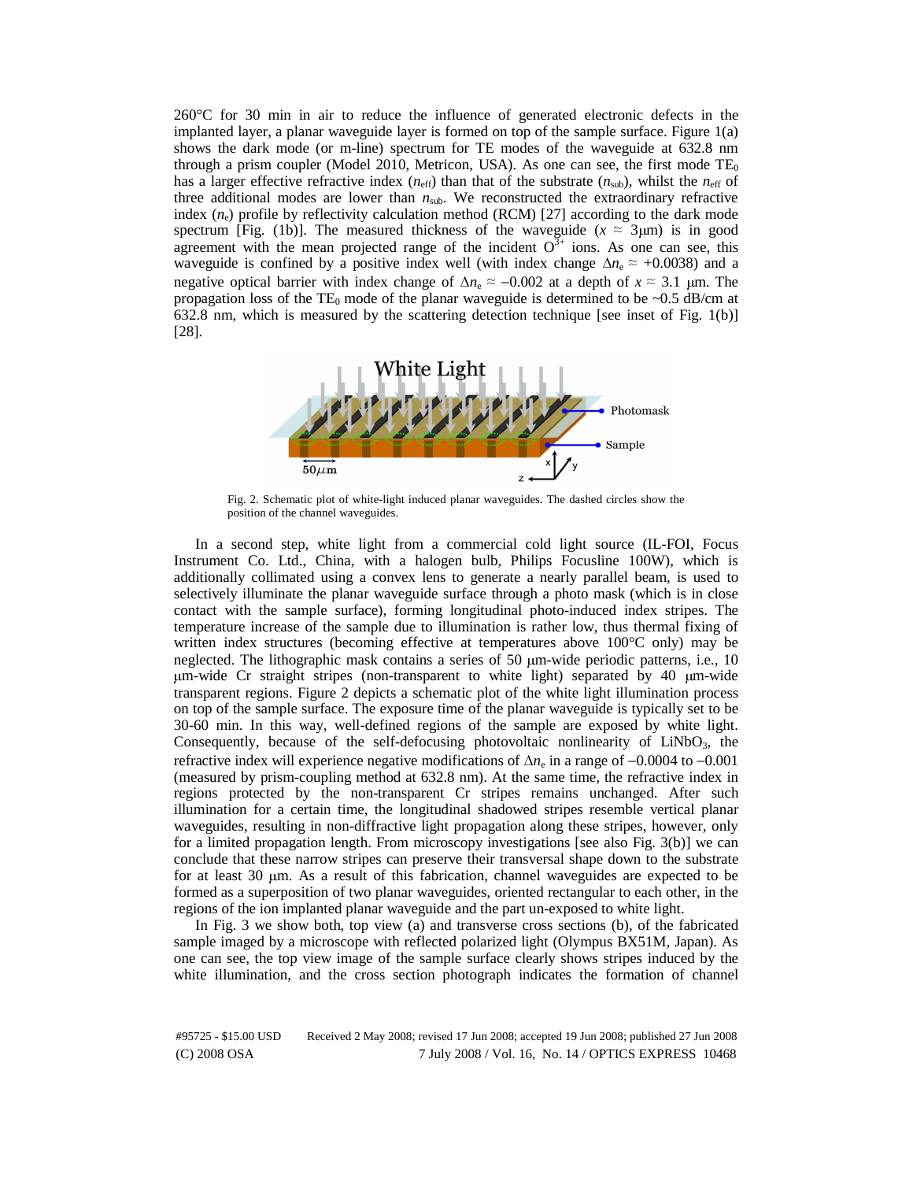260°C for 30 min in air to reduce the influence of generated electronic defects in the implanted layer, a planar waveguide layer is formed on top of the sample surface. Figure 1(a) shows the dark mode (or m-line) spectrum for TE modes of the waveguide at 632.8 nm through a prism coupler (Model 2010, Metricon, USA). As one can see, the first mode $TE_0$ has a larger effective refractive index ($n_{eff}$) than that of the substrate ($n_{sub}$), whilst the $n_{eff}$ of three additional modes are lower than $n_{sub}$. We reconstructed the extraordinary refractive index ($n_e$) profile by reflectivity calculation method (RCM) [27] according to the dark mode spectrum [Fig. (1b)]. The measured thickness of the waveguide ($x \approx 3\mu m$) is in good agreement with the mean projected range of the incident $O^{3+}$ ions. As one can see, this waveguide is confined by a positive index well (with index change $\Delta n_e \approx +0.0038$) and a negative optical barrier with index change of $\Delta n_e \approx -0.002$ at a depth of $x \approx 3.1$ μm. The propagation loss of the $TE_0$ mode of the planar waveguide is determined to be ~0.5 dB/cm at 632.8 nm, which is measured by the scattering detection technique [see inset of Fig. 1(b)] [28].

Fig. 2. Schematic plot of white-light induced planar waveguides. The dashed circles show the position of the channel waveguides.

In a second step, white light from a commercial cold light source (IL-FOI, Focus Instrument Co. Ltd., China, with a halogen bulb, Philips Focusline 100W), which is additionally collimated using a convex lens to generate a nearly parallel beam, is used to selectively illuminate the planar waveguide surface through a photo mask (which is in close contact with the sample surface), forming longitudinal photo-induced index stripes. The temperature increase of the sample due to illumination is rather low, thus thermal fixing of written index structures (becoming effective at temperatures above 100°C only) may be neglected. The lithographic mask contains a series of 50 μm-wide periodic patterns, i.e., 10 μm-wide Cr straight stripes (non-transparent to white light) separated by 40 μm-wide transparent regions. Figure 2 depicts a schematic plot of the white light illumination process on top of the sample surface. The exposure time of the planar waveguide is typically set to be 30-60 min. In this way, well-defined regions of the sample are exposed by white light. Consequently, because of the self-defocusing photovoltaic nonlinearity of $LiNbO_3$, the refractive index will experience negative modifications of $\Delta n_e$ in a range of $-0.0004$ to $-0.001$ (measured by prism-coupling method at 632.8 nm). At the same time, the refractive index in regions protected by the non-transparent Cr stripes remains unchanged. After such illumination for a certain time, the longitudinal shadowed stripes resemble vertical planar waveguides, resulting in non-diffractive light propagation along these stripes, however, only for a limited propagation length. From microscopy investigations [see also Fig. 3(b)] we can conclude that these narrow stripes can preserve their transversal shape down to the substrate for at least 30 μm. As a result of this fabrication, channel waveguides are expected to be formed as a superposition of two planar waveguides, oriented rectangular to each other, in the regions of the ion implanted planar waveguide and the part un-exposed to white light.

In Fig. 3 we show both, top view (a) and transverse cross sections (b), of the fabricated sample imaged by a microscope with reflected polarized light (Olympus BX51M, Japan). As one can see, the top view image of the sample surface clearly shows stripes induced by the white illumination, and the cross section photograph indicates the formation of channel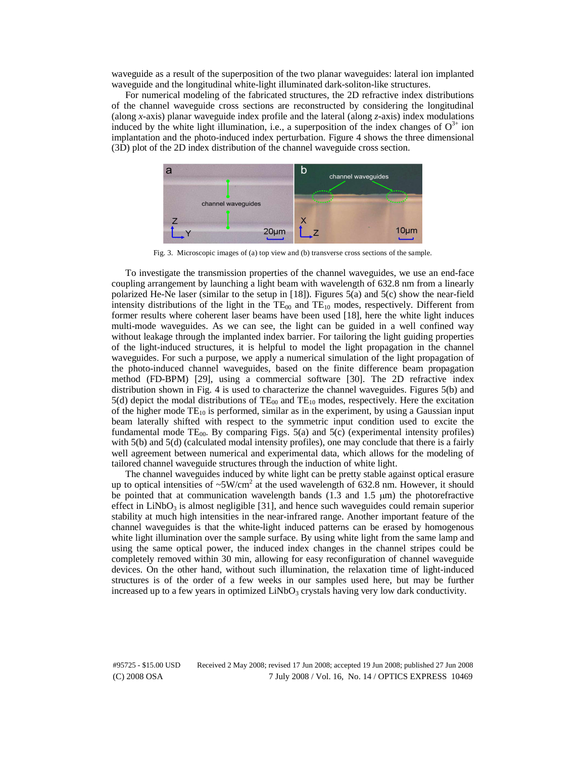waveguide as a result of the superposition of the two planar waveguides: lateral ion implanted waveguide and the longitudinal white-light illuminated dark-soliton-like structures.

For numerical modeling of the fabricated structures, the 2D refractive index distributions of the channel waveguide cross sections are reconstructed by considering the longitudinal (along *x*-axis) planar waveguide index profile and the lateral (along *z*-axis) index modulations induced by the white light illumination, i.e., a superposition of the index changes of $O^{3+}$ ion implantation and the photo-induced index perturbation. Figure 4 shows the three dimensional (3D) plot of the 2D index distribution of the channel waveguide cross section.

Fig. 3. Microscopic images of (a) top view and (b) transverse cross sections of the sample.

To investigate the transmission properties of the channel waveguides, we use an end-face coupling arrangement by launching a light beam with wavelength of 632.8 nm from a linearly polarized He-Ne laser (similar to the setup in [18]). Figures 5(a) and 5(c) show the near-field intensity distributions of the light in the $TE_{00}$ and $TE_{10}$ modes, respectively. Different from former results where coherent laser beams have been used [18], here the white light induces multi-mode waveguides. As we can see, the light can be guided in a well confined way without leakage through the implanted index barrier. For tailoring the light guiding properties of the light-induced structures, it is helpful to model the light propagation in the channel waveguides. For such a purpose, we apply a numerical simulation of the light propagation of the photo-induced channel waveguides, based on the finite difference beam propagation method (FD-BPM) [29], using a commercial software [30]. The 2D refractive index distribution shown in Fig. 4 is used to characterize the channel waveguides. Figures 5(b) and 5(d) depict the modal distributions of $TE_{00}$ and $TE_{10}$ modes, respectively. Here the excitation of the higher mode $TE_{10}$ is performed, similar as in the experiment, by using a Gaussian input beam laterally shifted with respect to the symmetric input condition used to excite the fundamental mode $TE_{00}$. By comparing Figs. 5(a) and 5(c) (experimental intensity profiles) with 5(b) and 5(d) (calculated modal intensity profiles), one may conclude that there is a fairly well agreement between numerical and experimental data, which allows for the modeling of tailored channel waveguide structures through the induction of white light.

The channel waveguides induced by white light can be pretty stable against optical erasure up to optical intensities of ~5W/cm$^2$ at the used wavelength of 632.8 nm. However, it should be pointed that at communication wavelength bands (1.3 and 1.5 μm) the photorefractive effect in $LiNbO_3$ is almost negligible [31], and hence such waveguides could remain superior stability at much high intensities in the near-infrared range. Another important feature of the channel waveguides is that the white-light induced patterns can be erased by homogenous white light illumination over the sample surface. By using white light from the same lamp and using the same optical power, the induced index changes in the channel stripes could be completely removed within 30 min, allowing for easy reconfiguration of channel waveguide devices. On the other hand, without such illumination, the relaxation time of light-induced structures is of the order of a few weeks in our samples used here, but may be further increased up to a few years in optimized $LiNbO_3$ crystals having very low dark conductivity.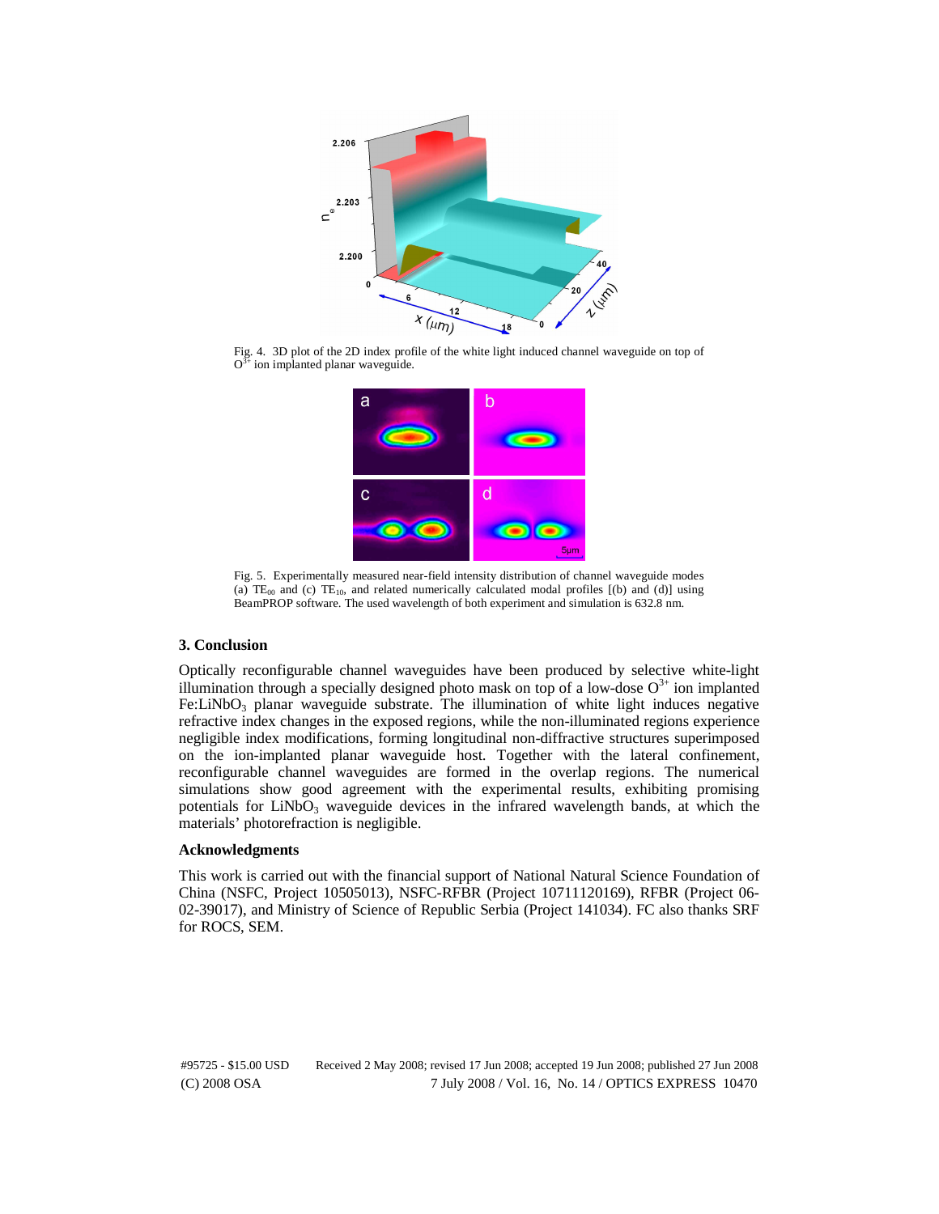2.206

2.203

$n_e$

2.200

0

6

12

x (μm)

18

0

20

40

z (μm)

Fig. 4. 3D plot of the 2D index profile of the white light induced channel waveguide on top of $O^{3+}$ ion implanted planar waveguide.

a

b

c

d

5μm

Fig. 5. Experimentally measured near-field intensity distribution of channel waveguide modes (a) $TE_{00}$ and (c) $TE_{10}$, and related numerically calculated modal profiles [(b) and (d)] using BeamPROP software. The used wavelength of both experiment and simulation is 632.8 nm.

## 3. Conclusion

Optically reconfigurable channel waveguides have been produced by selective white-light illumination through a specially designed photo mask on top of a low-dose $O^{3+}$ ion implanted $Fe:LiNbO_3$ planar waveguide substrate. The illumination of white light induces negative refractive index changes in the exposed regions, while the non-illuminated regions experience negligible index modifications, forming longitudinal non-diffractive structures superimposed on the ion-implanted planar waveguide host. Together with the lateral confinement, reconfigurable channel waveguides are formed in the overlap regions. The numerical simulations show good agreement with the experimental results, exhibiting promising potentials for $LiNbO_3$ waveguide devices in the infrared wavelength bands, at which the materials' photorefraction is negligible.

## Acknowledgments

This work is carried out with the financial support of National Natural Science Foundation of China (NSFC, Project 10505013), NSFC-RFBR (Project 10711120169), RFBR (Project 06-02-39017), and Ministry of Science of Republic Serbia (Project 141034). FC also thanks SRF for ROCS, SEM.